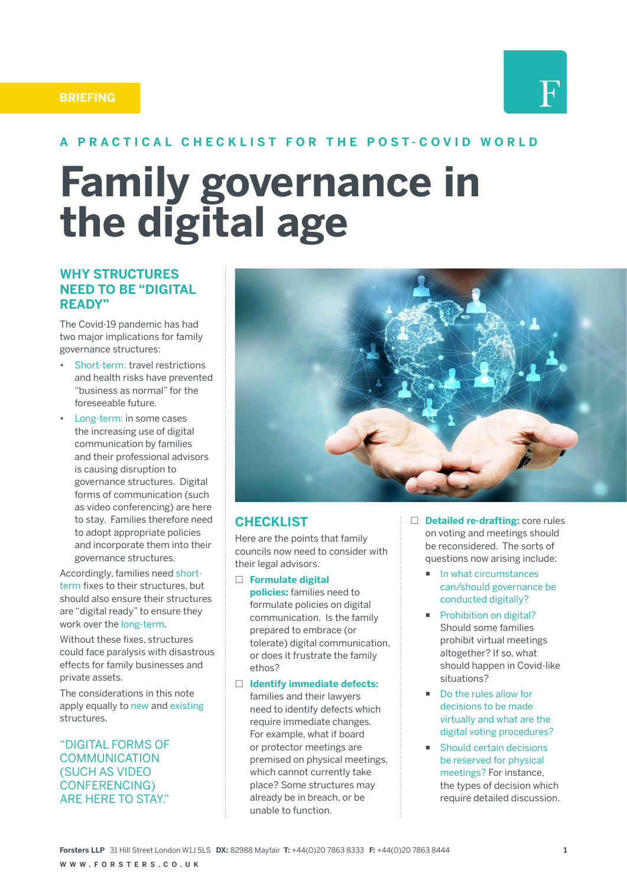BRIEFING

A PRACTICAL CHECKLIST FOR THE POST-COVID WORLD

# Family governance in the digital age

## WHY STRUCTURES NEED TO BE "DIGITAL READY"

The Covid-19 pandemic has had two major implications for family governance structures:

- Short-term: travel restrictions and health risks have prevented "business as normal" for the foreseeable future.
- Long-term: in some cases the increasing use of digital communication by families and their professional advisors is causing disruption to governance structures. Digital forms of communication (such as video conferencing) are here to stay. Families therefore need to adopt appropriate policies and incorporate them into their governance structures.

Accordingly, families need short-term fixes to their structures, but should also ensure their structures are "digital ready" to ensure they work over the long-term.

Without these fixes, structures could face paralysis with disastrous effects for family businesses and private assets.

The considerations in this note apply equally to new and existing structures.

"DIGITAL FORMS OF COMMUNICATION (SUCH AS VIDEO CONFERENCING) ARE HERE TO STAY."

## CHECKLIST

Here are the points that family councils now need to consider with their legal advisors.

- ☐ **Formulate digital policies:** families need to formulate policies on digital communication. Is the family prepared to embrace (or tolerate) digital communication, or does it frustrate the family ethos?
- ☐ **Identify immediate defects:** families and their lawyers need to identify defects which require immediate changes. For example, what if board or protector meetings are premised on physical meetings, which cannot currently take place? Some structures may already be in breach, or be unable to function.
- ☐ **Detailed re-drafting:** core rules on voting and meetings should be reconsidered. The sorts of questions now arising include:
  - In what circumstances can/should governance be conducted digitally?
  - Prohibition on digital? Should some families prohibit virtual meetings altogether? If so, what should happen in Covid-like situations?
  - Do the rules allow for decisions to be made virtually and what are the digital voting procedures?
  - Should certain decisions be reserved for physical meetings? For instance, the types of decision which require detailed discussion.

**Forsters LLP** 31 Hill Street London W1J 5LS **DX:** 82988 Mayfair **T:** +44(0)20 7863 8333 **F:** +44(0)20 7863 8444

WWW.FORSTERS.CO.UK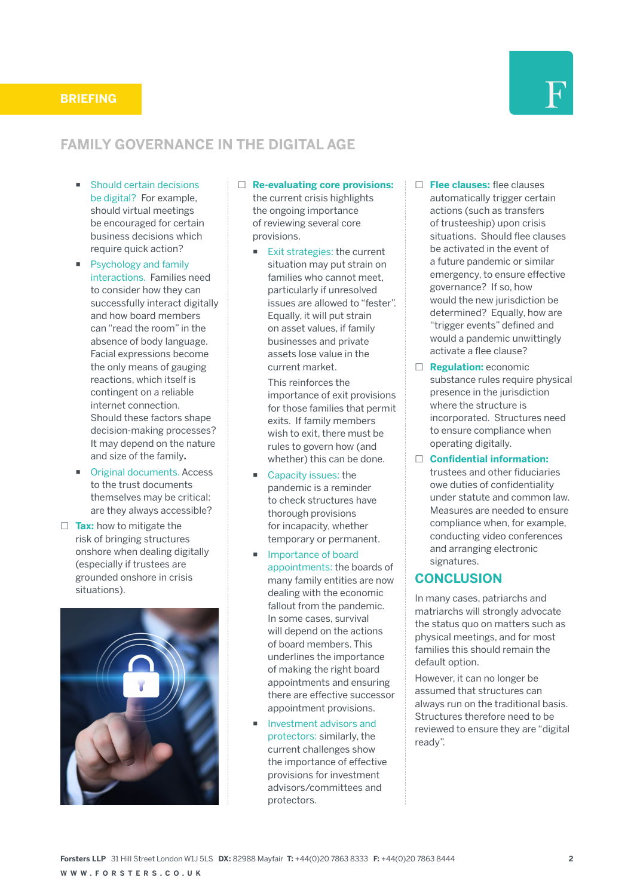- **Should certain decisions be digital?** For example, should virtual meetings be encouraged for certain business decisions which require quick action?
- **Psychology and family interactions.** Families need to consider how they can successfully interact digitally and how board members can "read the room" in the absence of body language. Facial expressions become the only means of gauging reactions, which itself is contingent on a reliable internet connection. Should these factors shape decision-making processes? It may depend on the nature and size of the family.
- **Original documents.** Access to the trust documents themselves may be critical: are they always accessible?

☐ **Tax:** how to mitigate the risk of bringing structures onshore when dealing digitally (especially if trustees are grounded onshore in crisis situations).

☐ **Re-evaluating core provisions:** the current crisis highlights the ongoing importance of reviewing several core provisions.

- **Exit strategies:** the current situation may put strain on families who cannot meet, particularly if unresolved issues are allowed to "fester". Equally, it will put strain on asset values, if family businesses and private assets lose value in the current market.

  This reinforces the importance of exit provisions for those families that permit exits. If family members wish to exit, there must be rules to govern how (and whether) this can be done.
- **Capacity issues:** the pandemic is a reminder to check structures have thorough provisions for incapacity, whether temporary or permanent.
- **Importance of board appointments:** the boards of many family entities are now dealing with the economic fallout from the pandemic. In some cases, survival will depend on the actions of board members. This underlines the importance of making the right board appointments and ensuring there are effective successor appointment provisions.
- **Investment advisors and protectors:** similarly, the current challenges show the importance of effective provisions for investment advisors/committees and protectors.

☐ **Flee clauses:** flee clauses automatically trigger certain actions (such as transfers of trusteeship) upon crisis situations. Should flee clauses be activated in the event of a future pandemic or similar emergency, to ensure effective governance? If so, how would the new jurisdiction be determined? Equally, how are "trigger events" defined and would a pandemic unwittingly activate a flee clause?

☐ **Regulation:** economic substance rules require physical presence in the jurisdiction where the structure is incorporated. Structures need to ensure compliance when operating digitally.

☐ **Confidential information:** trustees and other fiduciaries owe duties of confidentiality under statute and common law. Measures are needed to ensure compliance when, for example, conducting video conferences and arranging electronic signatures.

## CONCLUSION

In many cases, patriarchs and matriarchs will strongly advocate the status quo on matters such as physical meetings, and for most families this should remain the default option.

However, it can no longer be assumed that structures can always run on the traditional basis. Structures therefore need to be reviewed to ensure they are "digital ready".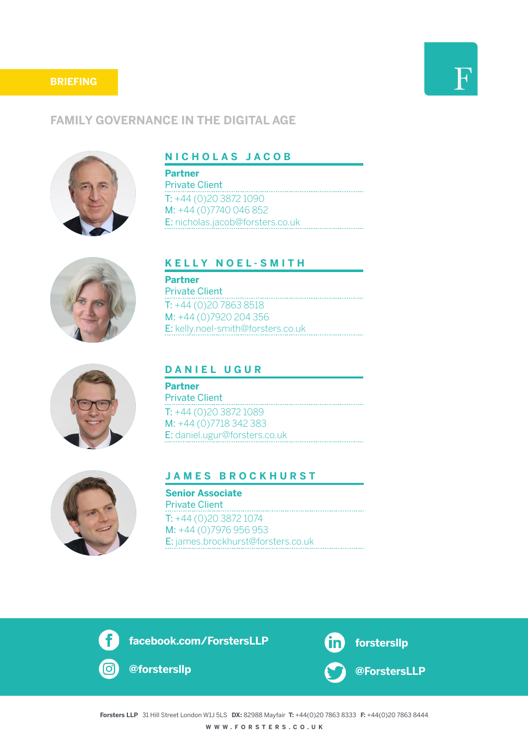BRIEFING

# FAMILY GOVERNANCE IN THE DIGITAL AGE

## NICHOLAS JACOB

**Partner**
Private Client

T: +44 (0)20 3872 1090
M: +44 (0)7740 046 852
E: nicholas.jacob@forsters.co.uk

## KELLY NOEL-SMITH

**Partner**
Private Client

T: +44 (0)20 7863 8518
M: +44 (0)7920 204 356
E: kelly.noel-smith@forsters.co.uk

## DANIEL UGUR

**Partner**
Private Client

T: +44 (0)20 3872 1089
M: +44 (0)7718 342 383
E: daniel.ugur@forsters.co.uk

## JAMES BROCKHURST

**Senior Associate**
Private Client

T: +44 (0)20 3872 1074
M: +44 (0)7976 956 953
E: james.brockhurst@forsters.co.uk

**facebook.com/ForstersLLP**

**forstersllp**

**@forstersllp**

**@ForstersLLP**

**Forsters LLP** 31 Hill Street London W1J 5LS **DX:** 82988 Mayfair **T:** +44(0)20 7863 8333 **F:** +44(0)20 7863 8444

WWW.FORSTERS.CO.UK